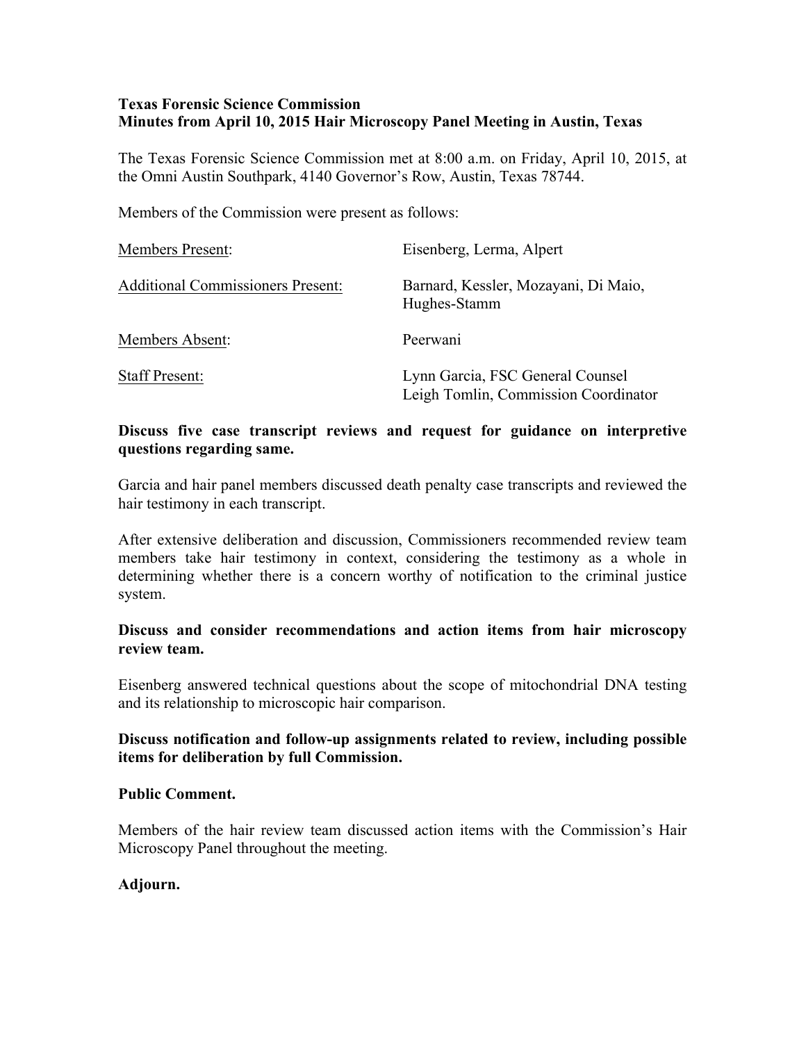**Texas Forensic Science Commission**
**Minutes from April 10, 2015 Hair Microscopy Panel Meeting in Austin, Texas**

The Texas Forensic Science Commission met at 8:00 a.m. on Friday, April 10, 2015, at the Omni Austin Southpark, 4140 Governor's Row, Austin, Texas 78744.

Members of the Commission were present as follows:

| | |
|---|---|
| Members Present: | Eisenberg, Lerma, Alpert |
| Additional Commissioners Present: | Barnard, Kessler, Mozayani, Di Maio, Hughes-Stamm |
| Members Absent: | Peerwani |
| Staff Present: | Lynn Garcia, FSC General Counsel<br>Leigh Tomlin, Commission Coordinator |

**Discuss five case transcript reviews and request for guidance on interpretive questions regarding same.**

Garcia and hair panel members discussed death penalty case transcripts and reviewed the hair testimony in each transcript.

After extensive deliberation and discussion, Commissioners recommended review team members take hair testimony in context, considering the testimony as a whole in determining whether there is a concern worthy of notification to the criminal justice system.

**Discuss and consider recommendations and action items from hair microscopy review team.**

Eisenberg answered technical questions about the scope of mitochondrial DNA testing and its relationship to microscopic hair comparison.

**Discuss notification and follow-up assignments related to review, including possible items for deliberation by full Commission.**

**Public Comment.**

Members of the hair review team discussed action items with the Commission's Hair Microscopy Panel throughout the meeting.

**Adjourn.**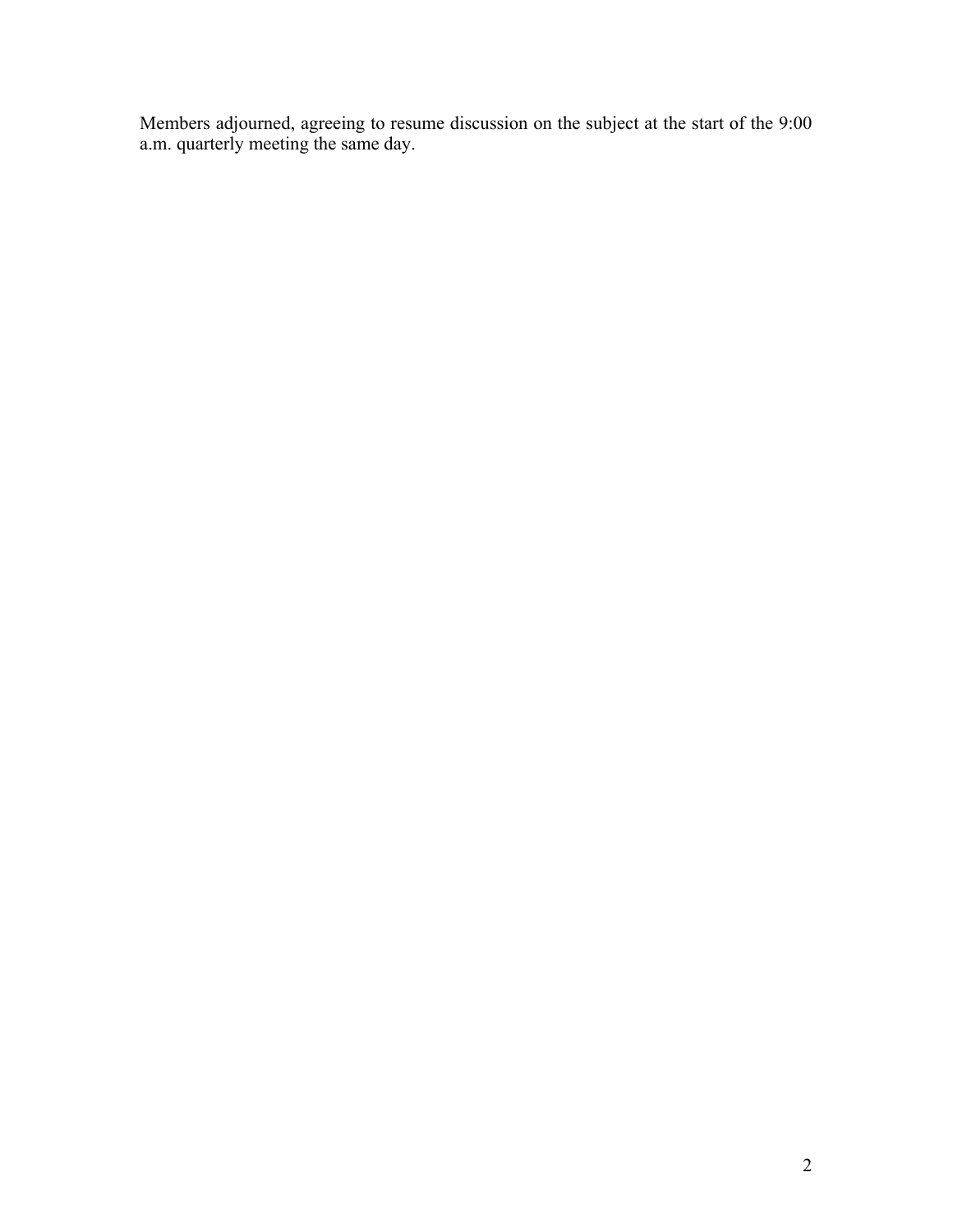Members adjourned, agreeing to resume discussion on the subject at the start of the 9:00 a.m. quarterly meeting the same day.